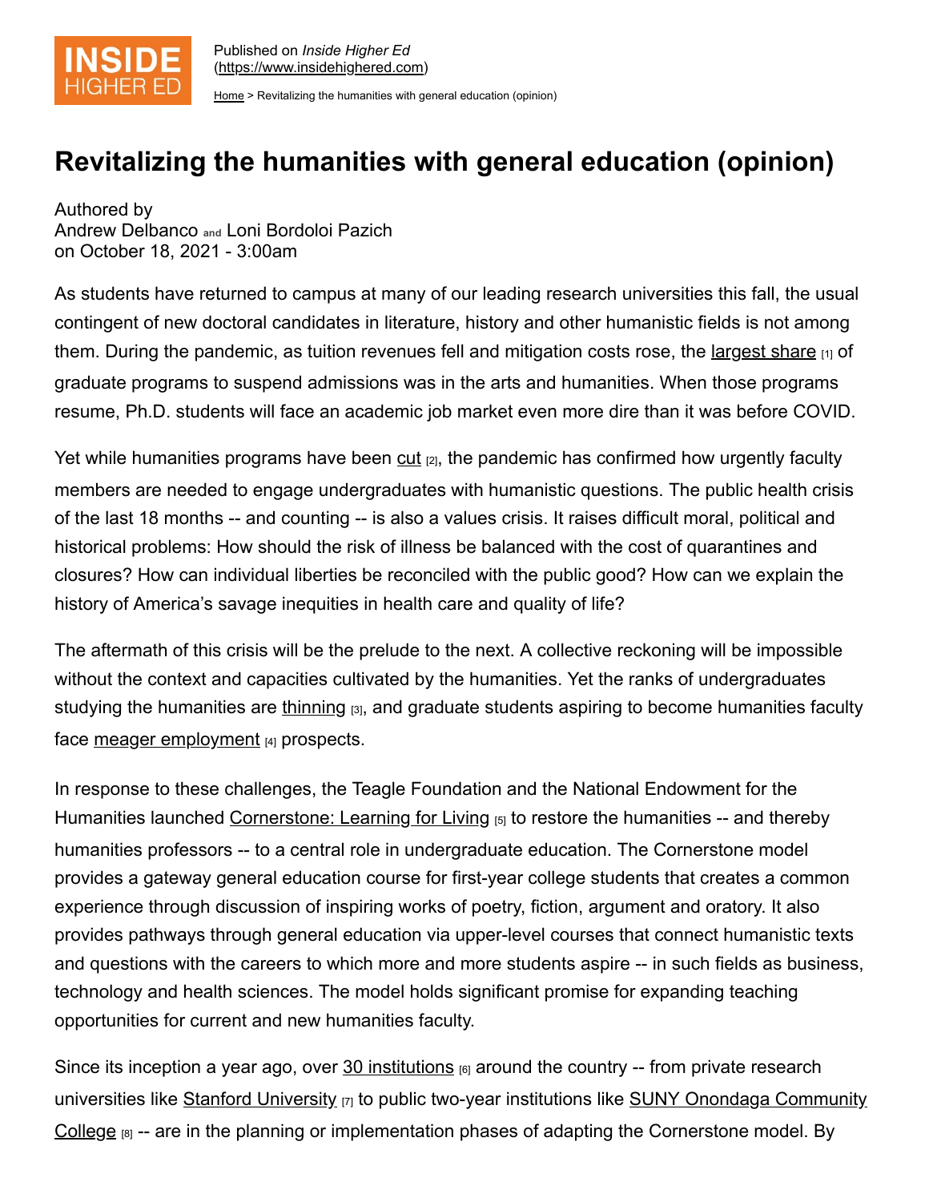Published on *Inside Higher Ed* (https://www.insidehighered.com)

Home > Revitalizing the humanities with general education (opinion)

# Revitalizing the humanities with general education (opinion)

Authored by
Andrew Delbanco and Loni Bordoloi Pazich
on October 18, 2021 - 3:00am

As students have returned to campus at many of our leading research universities this fall, the usual contingent of new doctoral candidates in literature, history and other humanistic fields is not among them. During the pandemic, as tuition revenues fell and mitigation costs rose, the largest share [1] of graduate programs to suspend admissions was in the arts and humanities. When those programs resume, Ph.D. students will face an academic job market even more dire than it was before COVID.

Yet while humanities programs have been cut [2], the pandemic has confirmed how urgently faculty members are needed to engage undergraduates with humanistic questions. The public health crisis of the last 18 months -- and counting -- is also a values crisis. It raises difficult moral, political and historical problems: How should the risk of illness be balanced with the cost of quarantines and closures? How can individual liberties be reconciled with the public good? How can we explain the history of America's savage inequities in health care and quality of life?

The aftermath of this crisis will be the prelude to the next. A collective reckoning will be impossible without the context and capacities cultivated by the humanities. Yet the ranks of undergraduates studying the humanities are thinning [3], and graduate students aspiring to become humanities faculty face meager employment [4] prospects.

In response to these challenges, the Teagle Foundation and the National Endowment for the Humanities launched Cornerstone: Learning for Living [5] to restore the humanities -- and thereby humanities professors -- to a central role in undergraduate education. The Cornerstone model provides a gateway general education course for first-year college students that creates a common experience through discussion of inspiring works of poetry, fiction, argument and oratory. It also provides pathways through general education via upper-level courses that connect humanistic texts and questions with the careers to which more and more students aspire -- in such fields as business, technology and health sciences. The model holds significant promise for expanding teaching opportunities for current and new humanities faculty.

Since its inception a year ago, over 30 institutions [6] around the country -- from private research universities like Stanford University [7] to public two-year institutions like SUNY Onondaga Community College [8] -- are in the planning or implementation phases of adapting the Cornerstone model. By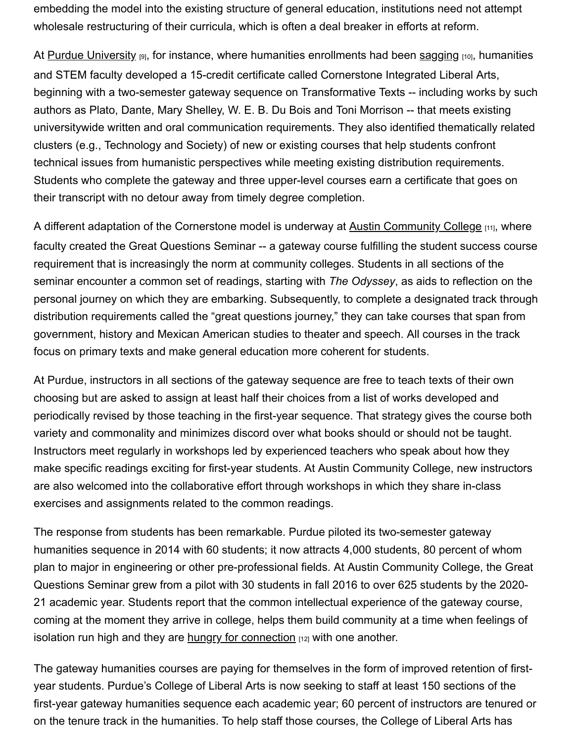embedding the model into the existing structure of general education, institutions need not attempt wholesale restructuring of their curricula, which is often a deal breaker in efforts at reform.

At Purdue University [9], for instance, where humanities enrollments had been sagging [10], humanities and STEM faculty developed a 15-credit certificate called Cornerstone Integrated Liberal Arts, beginning with a two-semester gateway sequence on Transformative Texts -- including works by such authors as Plato, Dante, Mary Shelley, W. E. B. Du Bois and Toni Morrison -- that meets existing universitywide written and oral communication requirements. They also identified thematically related clusters (e.g., Technology and Society) of new or existing courses that help students confront technical issues from humanistic perspectives while meeting existing distribution requirements. Students who complete the gateway and three upper-level courses earn a certificate that goes on their transcript with no detour away from timely degree completion.

A different adaptation of the Cornerstone model is underway at Austin Community College [11], where faculty created the Great Questions Seminar -- a gateway course fulfilling the student success course requirement that is increasingly the norm at community colleges. Students in all sections of the seminar encounter a common set of readings, starting with *The Odyssey*, as aids to reflection on the personal journey on which they are embarking. Subsequently, to complete a designated track through distribution requirements called the "great questions journey," they can take courses that span from government, history and Mexican American studies to theater and speech. All courses in the track focus on primary texts and make general education more coherent for students.

At Purdue, instructors in all sections of the gateway sequence are free to teach texts of their own choosing but are asked to assign at least half their choices from a list of works developed and periodically revised by those teaching in the first-year sequence. That strategy gives the course both variety and commonality and minimizes discord over what books should or should not be taught. Instructors meet regularly in workshops led by experienced teachers who speak about how they make specific readings exciting for first-year students. At Austin Community College, new instructors are also welcomed into the collaborative effort through workshops in which they share in-class exercises and assignments related to the common readings.

The response from students has been remarkable. Purdue piloted its two-semester gateway humanities sequence in 2014 with 60 students; it now attracts 4,000 students, 80 percent of whom plan to major in engineering or other pre-professional fields. At Austin Community College, the Great Questions Seminar grew from a pilot with 30 students in fall 2016 to over 625 students by the 2020-21 academic year. Students report that the common intellectual experience of the gateway course, coming at the moment they arrive in college, helps them build community at a time when feelings of isolation run high and they are hungry for connection [12] with one another.

The gateway humanities courses are paying for themselves in the form of improved retention of first-year students. Purdue's College of Liberal Arts is now seeking to staff at least 150 sections of the first-year gateway humanities sequence each academic year; 60 percent of instructors are tenured or on the tenure track in the humanities. To help staff those courses, the College of Liberal Arts has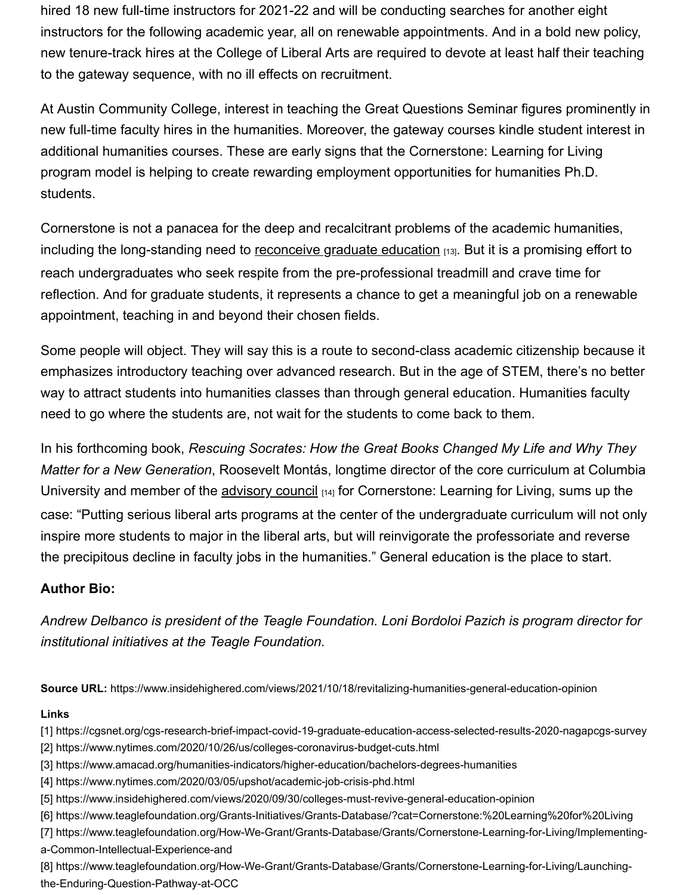hired 18 new full-time instructors for 2021-22 and will be conducting searches for another eight instructors for the following academic year, all on renewable appointments. And in a bold new policy, new tenure-track hires at the College of Liberal Arts are required to devote at least half their teaching to the gateway sequence, with no ill effects on recruitment.

At Austin Community College, interest in teaching the Great Questions Seminar figures prominently in new full-time faculty hires in the humanities. Moreover, the gateway courses kindle student interest in additional humanities courses. These are early signs that the Cornerstone: Learning for Living program model is helping to create rewarding employment opportunities for humanities Ph.D. students.

Cornerstone is not a panacea for the deep and recalcitrant problems of the academic humanities, including the long-standing need to reconceive graduate education [13]. But it is a promising effort to reach undergraduates who seek respite from the pre-professional treadmill and crave time for reflection. And for graduate students, it represents a chance to get a meaningful job on a renewable appointment, teaching in and beyond their chosen fields.

Some people will object. They will say this is a route to second-class academic citizenship because it emphasizes introductory teaching over advanced research. But in the age of STEM, there's no better way to attract students into humanities classes than through general education. Humanities faculty need to go where the students are, not wait for the students to come back to them.

In his forthcoming book, *Rescuing Socrates: How the Great Books Changed My Life and Why They Matter for a New Generation*, Roosevelt Montás, longtime director of the core curriculum at Columbia University and member of the advisory council [14] for Cornerstone: Learning for Living, sums up the case: "Putting serious liberal arts programs at the center of the undergraduate curriculum will not only inspire more students to major in the liberal arts, but will reinvigorate the professoriate and reverse the precipitous decline in faculty jobs in the humanities." General education is the place to start.

**Author Bio:**

*Andrew Delbanco is president of the Teagle Foundation. Loni Bordoloi Pazich is program director for institutional initiatives at the Teagle Foundation.*

**Source URL:** https://www.insidehighered.com/views/2021/10/18/revitalizing-humanities-general-education-opinion

**Links**

[1] https://cgsnet.org/cgs-research-brief-impact-covid-19-graduate-education-access-selected-results-2020-nagapcgs-survey
[2] https://www.nytimes.com/2020/10/26/us/colleges-coronavirus-budget-cuts.html
[3] https://www.amacad.org/humanities-indicators/higher-education/bachelors-degrees-humanities
[4] https://www.nytimes.com/2020/03/05/upshot/academic-job-crisis-phd.html
[5] https://www.insidehighered.com/views/2020/09/30/colleges-must-revive-general-education-opinion
[6] https://www.teaglefoundation.org/Grants-Initiatives/Grants-Database/?cat=Cornerstone:%20Learning%20for%20Living
[7] https://www.teaglefoundation.org/How-We-Grant/Grants-Database/Grants/Cornerstone-Learning-for-Living/Implementing-a-Common-Intellectual-Experience-and
[8] https://www.teaglefoundation.org/How-We-Grant/Grants-Database/Grants/Cornerstone-Learning-for-Living/Launching-the-Enduring-Question-Pathway-at-OCC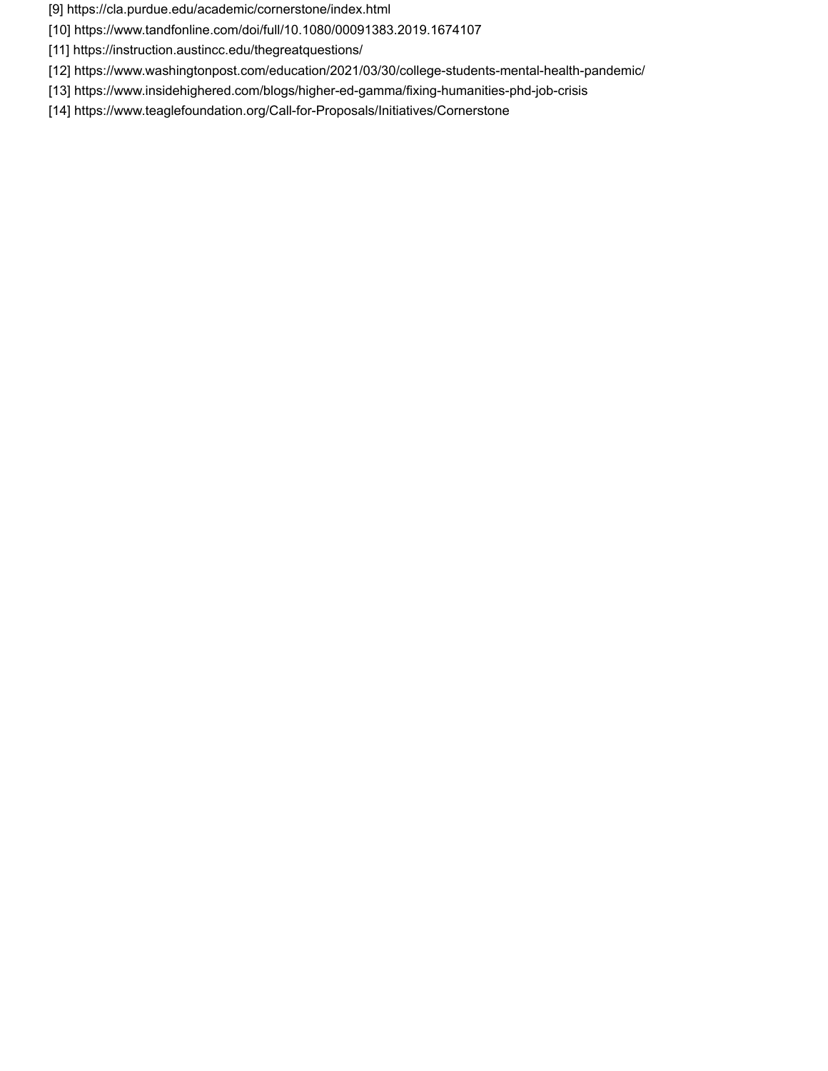[9] https://cla.purdue.edu/academic/cornerstone/index.html

[10] https://www.tandfonline.com/doi/full/10.1080/00091383.2019.1674107

[11] https://instruction.austincc.edu/thegreatquestions/

[12] https://www.washingtonpost.com/education/2021/03/30/college-students-mental-health-pandemic/

[13] https://www.insidehighered.com/blogs/higher-ed-gamma/fixing-humanities-phd-job-crisis

[14] https://www.teaglefoundation.org/Call-for-Proposals/Initiatives/Cornerstone